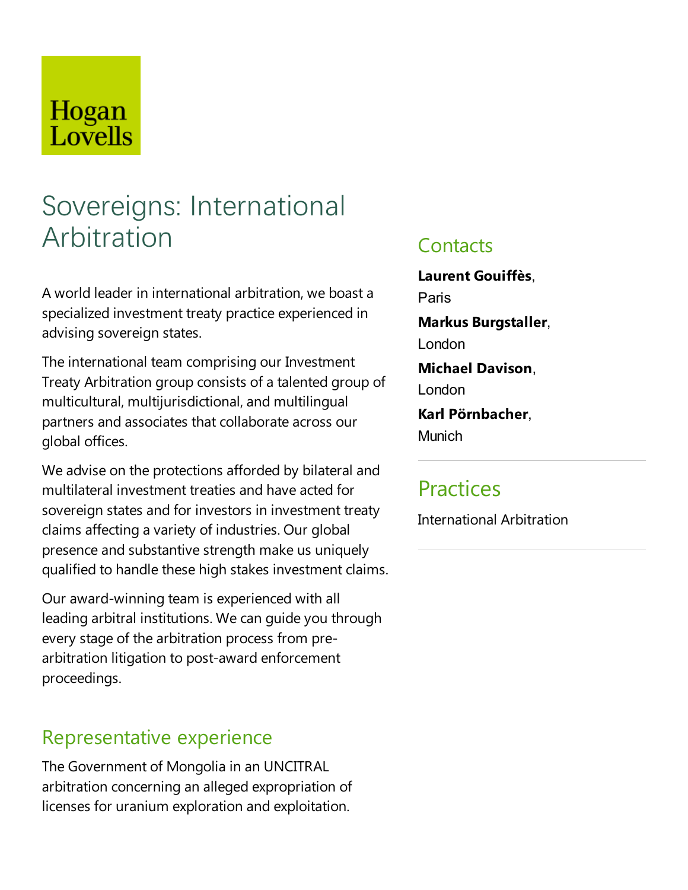Hogan Lovells

# Sovereigns: International Arbitration

A world leader in international arbitration, we boast a specialized investment treaty practice experienced in advising sovereign states.

The international team comprising our Investment Treaty Arbitration group consists of a talented group of multicultural, multijurisdictional, and multilingual partners and associates that collaborate across our global offices.

We advise on the protections afforded by bilateral and multilateral investment treaties and have acted for sovereign states and for investors in investment treaty claims affecting a variety of industries. Our global presence and substantive strength make us uniquely qualified to handle these high stakes investment claims.

Our award-winning team is experienced with all leading arbitral institutions. We can guide you through every stage of the arbitration process from pre-arbitration litigation to post-award enforcement proceedings.

## Representative experience

The Government of Mongolia in an UNCITRAL arbitration concerning an alleged expropriation of licenses for uranium exploration and exploitation.

## Contacts

**Laurent Gouiffès**, Paris

**Markus Burgstaller**, London

**Michael Davison**, London

**Karl Pörnbacher**, Munich

## Practices

International Arbitration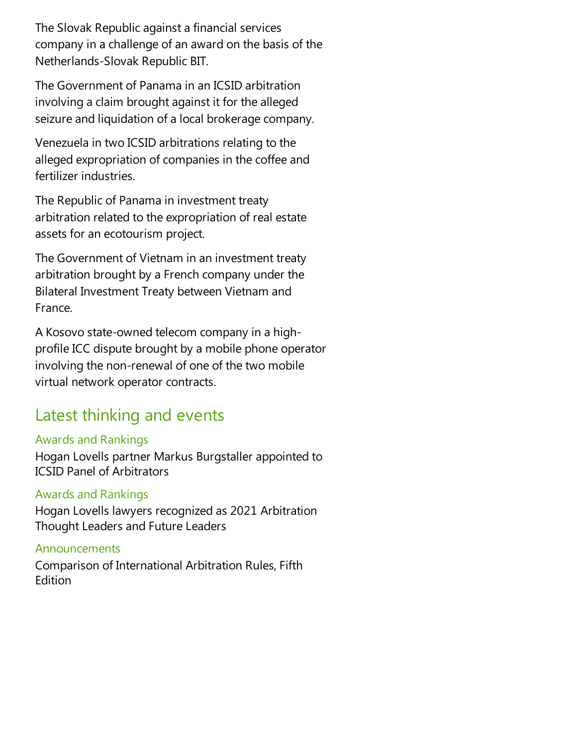The Slovak Republic against a financial services company in a challenge of an award on the basis of the Netherlands-Slovak Republic BIT.

The Government of Panama in an ICSID arbitration involving a claim brought against it for the alleged seizure and liquidation of a local brokerage company.

Venezuela in two ICSID arbitrations relating to the alleged expropriation of companies in the coffee and fertilizer industries.

The Republic of Panama in investment treaty arbitration related to the expropriation of real estate assets for an ecotourism project.

The Government of Vietnam in an investment treaty arbitration brought by a French company under the Bilateral Investment Treaty between Vietnam and France.

A Kosovo state-owned telecom company in a high-profile ICC dispute brought by a mobile phone operator involving the non-renewal of one of the two mobile virtual network operator contracts.

## Latest thinking and events

### Awards and Rankings

Hogan Lovells partner Markus Burgstaller appointed to ICSID Panel of Arbitrators

### Awards and Rankings

Hogan Lovells lawyers recognized as 2021 Arbitration Thought Leaders and Future Leaders

### Announcements

Comparison of International Arbitration Rules, Fifth Edition